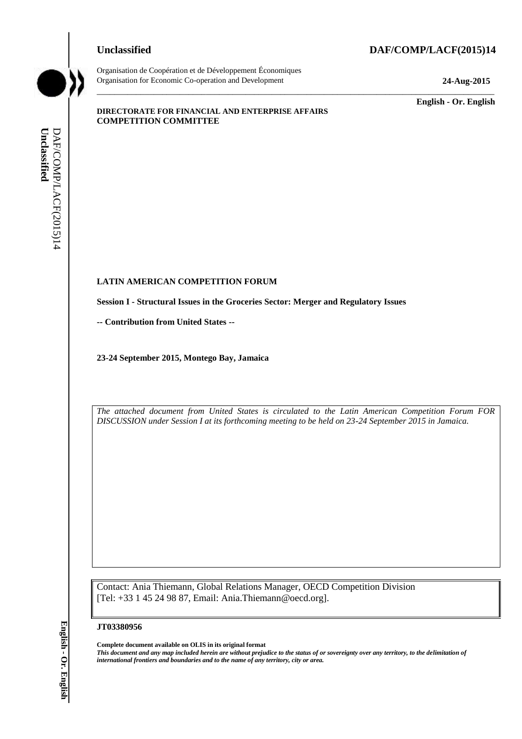**Unclassified** **DAF/COMP/LACF(2015)14**

Organisation de Coopération et de Développement Économiques
Organisation for Economic Co-operation and Development **24-Aug-2015**

**English - Or. English**

**DIRECTORATE FOR FINANCIAL AND ENTERPRISE AFFAIRS**
**COMPETITION COMMITTEE**

**LATIN AMERICAN COMPETITION FORUM**

**Session I - Structural Issues in the Groceries Sector: Merger and Regulatory Issues**

**-- Contribution from United States --**

**23-24 September 2015, Montego Bay, Jamaica**

*The attached document from United States is circulated to the Latin American Competition Forum FOR DISCUSSION under Session I at its forthcoming meeting to be held on 23-24 September 2015 in Jamaica.*

Contact: Ania Thiemann, Global Relations Manager, OECD Competition Division
[Tel: +33 1 45 24 98 87, Email: Ania.Thiemann@oecd.org].

**JT03380956**

**Complete document available on OLIS in its original format**
***This document and any map included herein are without prejudice to the status of or sovereignty over any territory, to the delimitation of international frontiers and boundaries and to the name of any territory, city or area.***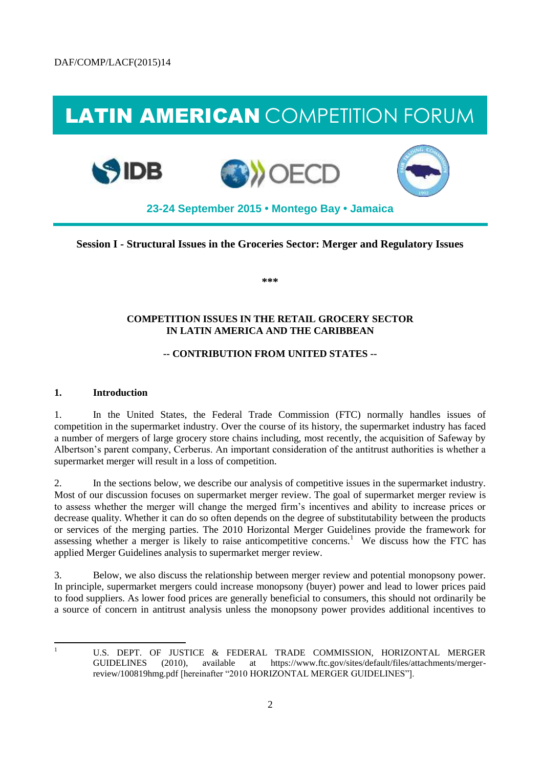DAF/COMP/LACF(2015)14

# LATIN AMERICAN COMPETITION FORUM

**23-24 September 2015 • Montego Bay • Jamaica**

**Session I - Structural Issues in the Groceries Sector: Merger and Regulatory Issues**

**\*\*\***

**COMPETITION ISSUES IN THE RETAIL GROCERY SECTOR IN LATIN AMERICA AND THE CARIBBEAN**

**-- CONTRIBUTION FROM UNITED STATES --**

## 1. Introduction

1. In the United States, the Federal Trade Commission (FTC) normally handles issues of competition in the supermarket industry. Over the course of its history, the supermarket industry has faced a number of mergers of large grocery store chains including, most recently, the acquisition of Safeway by Albertson's parent company, Cerberus. An important consideration of the antitrust authorities is whether a supermarket merger will result in a loss of competition.

2. In the sections below, we describe our analysis of competitive issues in the supermarket industry. Most of our discussion focuses on supermarket merger review. The goal of supermarket merger review is to assess whether the merger will change the merged firm's incentives and ability to increase prices or decrease quality. Whether it can do so often depends on the degree of substitutability between the products or services of the merging parties. The 2010 Horizontal Merger Guidelines provide the framework for assessing whether a merger is likely to raise anticompetitive concerns.[1] We discuss how the FTC has applied Merger Guidelines analysis to supermarket merger review.

3. Below, we also discuss the relationship between merger review and potential monopsony power. In principle, supermarket mergers could increase monopsony (buyer) power and lead to lower prices paid to food suppliers. As lower food prices are generally beneficial to consumers, this should not ordinarily be a source of concern in antitrust analysis unless the monopsony power provides additional incentives to

[1] U.S. DEPT. OF JUSTICE & FEDERAL TRADE COMMISSION, HORIZONTAL MERGER GUIDELINES (2010), available at https://www.ftc.gov/sites/default/files/attachments/merger-review/100819hmg.pdf [hereinafter "2010 HORIZONTAL MERGER GUIDELINES"].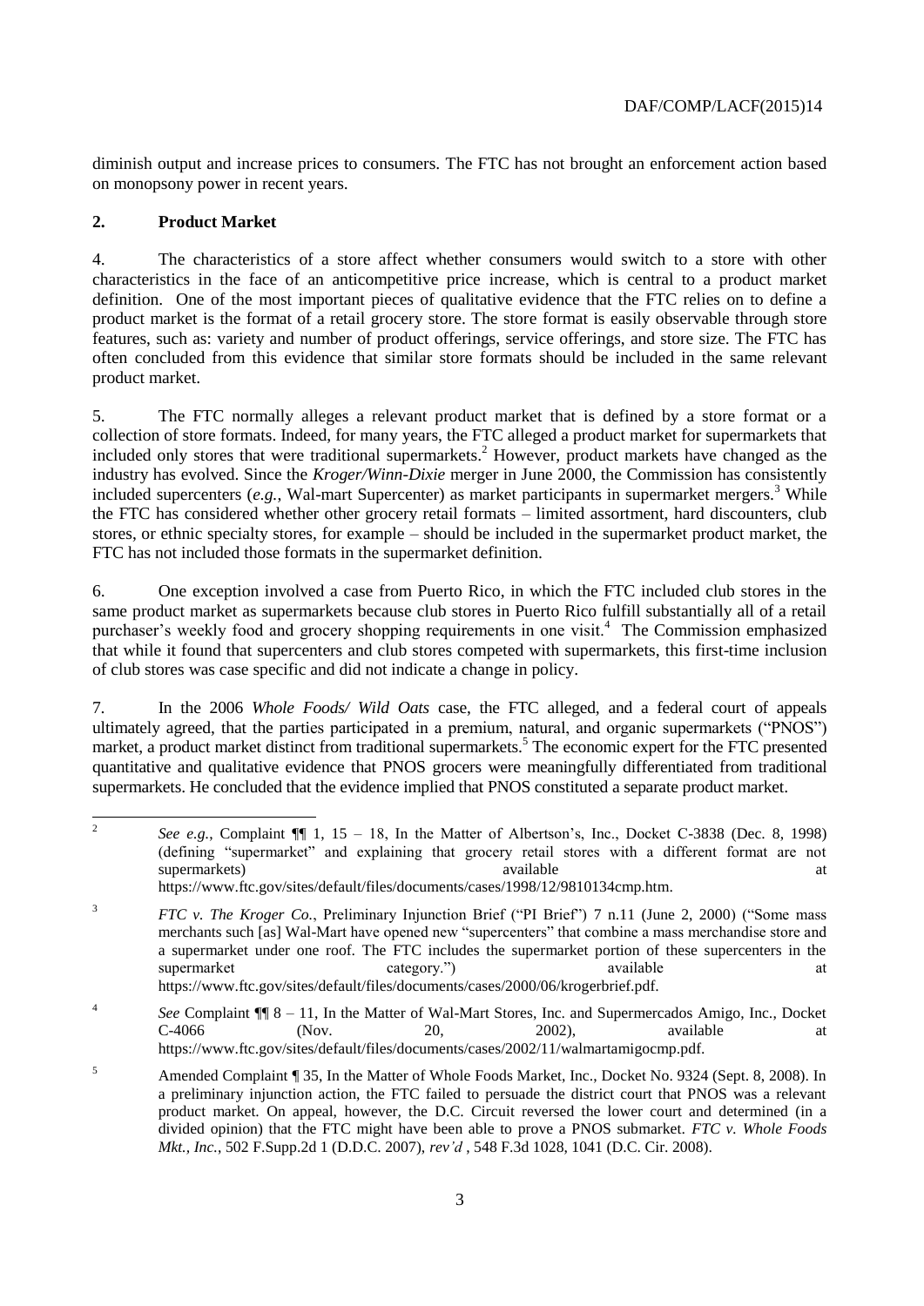diminish output and increase prices to consumers. The FTC has not brought an enforcement action based on monopsony power in recent years.

## 2. Product Market

4. The characteristics of a store affect whether consumers would switch to a store with other characteristics in the face of an anticompetitive price increase, which is central to a product market definition. One of the most important pieces of qualitative evidence that the FTC relies on to define a product market is the format of a retail grocery store. The store format is easily observable through store features, such as: variety and number of product offerings, service offerings, and store size. The FTC has often concluded from this evidence that similar store formats should be included in the same relevant product market.

5. The FTC normally alleges a relevant product market that is defined by a store format or a collection of store formats. Indeed, for many years, the FTC alleged a product market for supermarkets that included only stores that were traditional supermarkets.[2] However, product markets have changed as the industry has evolved. Since the *Kroger/Winn-Dixie* merger in June 2000, the Commission has consistently included supercenters (*e.g.*, Wal-mart Supercenter) as market participants in supermarket mergers.[3] While the FTC has considered whether other grocery retail formats – limited assortment, hard discounters, club stores, or ethnic specialty stores, for example – should be included in the supermarket product market, the FTC has not included those formats in the supermarket definition.

6. One exception involved a case from Puerto Rico, in which the FTC included club stores in the same product market as supermarkets because club stores in Puerto Rico fulfill substantially all of a retail purchaser's weekly food and grocery shopping requirements in one visit.[4] The Commission emphasized that while it found that supercenters and club stores competed with supermarkets, this first-time inclusion of club stores was case specific and did not indicate a change in policy.

7. In the 2006 *Whole Foods/ Wild Oats* case, the FTC alleged, and a federal court of appeals ultimately agreed, that the parties participated in a premium, natural, and organic supermarkets ("PNOS") market, a product market distinct from traditional supermarkets.[5] The economic expert for the FTC presented quantitative and qualitative evidence that PNOS grocers were meaningfully differentiated from traditional supermarkets. He concluded that the evidence implied that PNOS constituted a separate product market.

---

[2] *See e.g.*, Complaint ¶¶ 1, 15 – 18, In the Matter of Albertson's, Inc., Docket C-3838 (Dec. 8, 1998) (defining "supermarket" and explaining that grocery retail stores with a different format are not supermarkets) available at https://www.ftc.gov/sites/default/files/documents/cases/1998/12/9810134cmp.htm.

[3] *FTC v. The Kroger Co.*, Preliminary Injunction Brief ("PI Brief") 7 n.11 (June 2, 2000) ("Some mass merchants such [as] Wal-Mart have opened new "supercenters" that combine a mass merchandise store and a supermarket under one roof. The FTC includes the supermarket portion of these supercenters in the supermarket category.") available at https://www.ftc.gov/sites/default/files/documents/cases/2000/06/krogerbrief.pdf.

[4] *See* Complaint ¶¶ 8 – 11, In the Matter of Wal-Mart Stores, Inc. and Supermercados Amigo, Inc., Docket C-4066 (Nov. 20, 2002), available at https://www.ftc.gov/sites/default/files/documents/cases/2002/11/walmartamigocmp.pdf.

[5] Amended Complaint ¶ 35, In the Matter of Whole Foods Market, Inc., Docket No. 9324 (Sept. 8, 2008). In a preliminary injunction action, the FTC failed to persuade the district court that PNOS was a relevant product market. On appeal, however, the D.C. Circuit reversed the lower court and determined (in a divided opinion) that the FTC might have been able to prove a PNOS submarket. *FTC v. Whole Foods Mkt., Inc.*, 502 F.Supp.2d 1 (D.D.C. 2007), *rev'd* , 548 F.3d 1028, 1041 (D.C. Cir. 2008).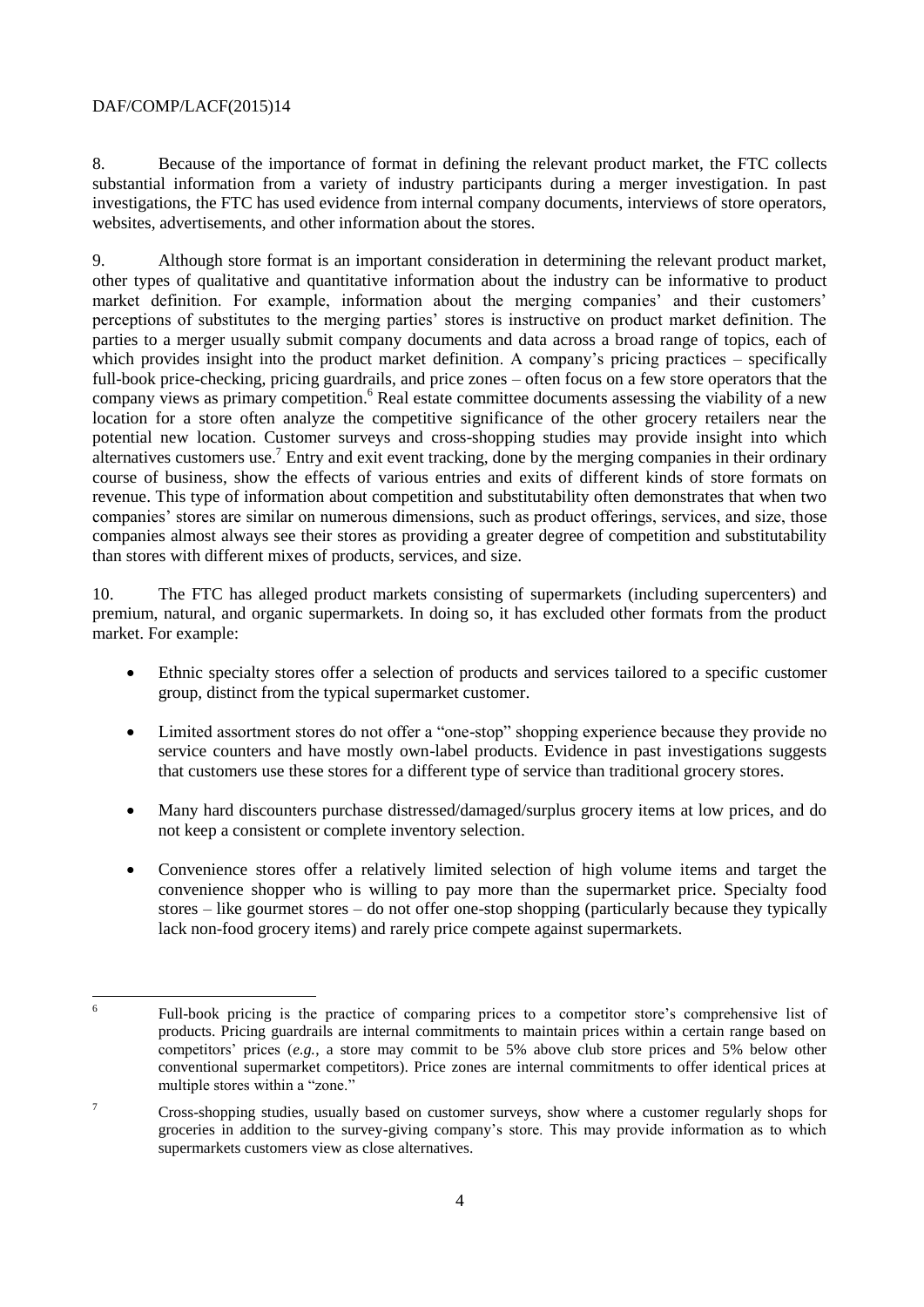8. Because of the importance of format in defining the relevant product market, the FTC collects substantial information from a variety of industry participants during a merger investigation. In past investigations, the FTC has used evidence from internal company documents, interviews of store operators, websites, advertisements, and other information about the stores.

9. Although store format is an important consideration in determining the relevant product market, other types of qualitative and quantitative information about the industry can be informative to product market definition. For example, information about the merging companies' and their customers' perceptions of substitutes to the merging parties' stores is instructive on product market definition. The parties to a merger usually submit company documents and data across a broad range of topics, each of which provides insight into the product market definition. A company's pricing practices – specifically full-book price-checking, pricing guardrails, and price zones – often focus on a few store operators that the company views as primary competition.[6] Real estate committee documents assessing the viability of a new location for a store often analyze the competitive significance of the other grocery retailers near the potential new location. Customer surveys and cross-shopping studies may provide insight into which alternatives customers use.[7] Entry and exit event tracking, done by the merging companies in their ordinary course of business, show the effects of various entries and exits of different kinds of store formats on revenue. This type of information about competition and substitutability often demonstrates that when two companies' stores are similar on numerous dimensions, such as product offerings, services, and size, those companies almost always see their stores as providing a greater degree of competition and substitutability than stores with different mixes of products, services, and size.

10. The FTC has alleged product markets consisting of supermarkets (including supercenters) and premium, natural, and organic supermarkets. In doing so, it has excluded other formats from the product market. For example:

- Ethnic specialty stores offer a selection of products and services tailored to a specific customer group, distinct from the typical supermarket customer.
- Limited assortment stores do not offer a "one-stop" shopping experience because they provide no service counters and have mostly own-label products. Evidence in past investigations suggests that customers use these stores for a different type of service than traditional grocery stores.
- Many hard discounters purchase distressed/damaged/surplus grocery items at low prices, and do not keep a consistent or complete inventory selection.
- Convenience stores offer a relatively limited selection of high volume items and target the convenience shopper who is willing to pay more than the supermarket price. Specialty food stores – like gourmet stores – do not offer one-stop shopping (particularly because they typically lack non-food grocery items) and rarely price compete against supermarkets.

---

[6] Full-book pricing is the practice of comparing prices to a competitor store's comprehensive list of products. Pricing guardrails are internal commitments to maintain prices within a certain range based on competitors' prices (*e.g.*, a store may commit to be 5% above club store prices and 5% below other conventional supermarket competitors). Price zones are internal commitments to offer identical prices at multiple stores within a "zone."

[7] Cross-shopping studies, usually based on customer surveys, show where a customer regularly shops for groceries in addition to the survey-giving company's store. This may provide information as to which supermarkets customers view as close alternatives.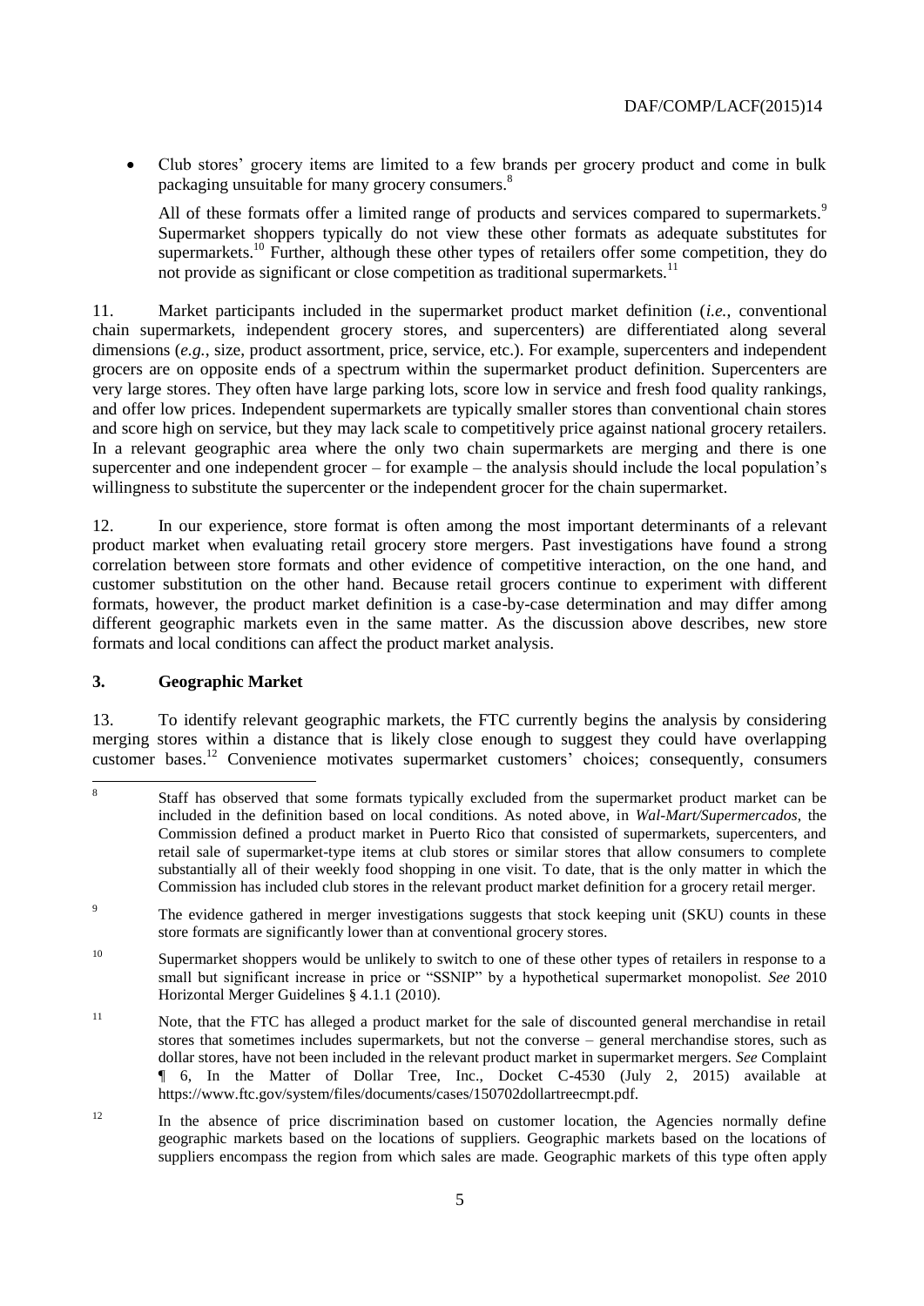- Club stores' grocery items are limited to a few brands per grocery product and come in bulk packaging unsuitable for many grocery consumers.[8]

  All of these formats offer a limited range of products and services compared to supermarkets.[9] Supermarket shoppers typically do not view these other formats as adequate substitutes for supermarkets.[10] Further, although these other types of retailers offer some competition, they do not provide as significant or close competition as traditional supermarkets.[11]

11. Market participants included in the supermarket product market definition (*i.e.*, conventional chain supermarkets, independent grocery stores, and supercenters) are differentiated along several dimensions (*e.g.*, size, product assortment, price, service, etc.). For example, supercenters and independent grocers are on opposite ends of a spectrum within the supermarket product definition. Supercenters are very large stores. They often have large parking lots, score low in service and fresh food quality rankings, and offer low prices. Independent supermarkets are typically smaller stores than conventional chain stores and score high on service, but they may lack scale to competitively price against national grocery retailers. In a relevant geographic area where the only two chain supermarkets are merging and there is one supercenter and one independent grocer – for example – the analysis should include the local population's willingness to substitute the supercenter or the independent grocer for the chain supermarket.

12. In our experience, store format is often among the most important determinants of a relevant product market when evaluating retail grocery store mergers. Past investigations have found a strong correlation between store formats and other evidence of competitive interaction, on the one hand, and customer substitution on the other hand. Because retail grocers continue to experiment with different formats, however, the product market definition is a case-by-case determination and may differ among different geographic markets even in the same matter. As the discussion above describes, new store formats and local conditions can affect the product market analysis.

### 3. Geographic Market

13. To identify relevant geographic markets, the FTC currently begins the analysis by considering merging stores within a distance that is likely close enough to suggest they could have overlapping customer bases.[12] Convenience motivates supermarket customers' choices; consequently, consumers

---

[8] Staff has observed that some formats typically excluded from the supermarket product market can be included in the definition based on local conditions. As noted above, in *Wal-Mart/Supermercados*, the Commission defined a product market in Puerto Rico that consisted of supermarkets, supercenters, and retail sale of supermarket-type items at club stores or similar stores that allow consumers to complete substantially all of their weekly food shopping in one visit. To date, that is the only matter in which the Commission has included club stores in the relevant product market definition for a grocery retail merger.

[9] The evidence gathered in merger investigations suggests that stock keeping unit (SKU) counts in these store formats are significantly lower than at conventional grocery stores.

[10] Supermarket shoppers would be unlikely to switch to one of these other types of retailers in response to a small but significant increase in price or "SSNIP" by a hypothetical supermarket monopolist. *See* 2010 Horizontal Merger Guidelines § 4.1.1 (2010).

[11] Note, that the FTC has alleged a product market for the sale of discounted general merchandise in retail stores that sometimes includes supermarkets, but not the converse – general merchandise stores, such as dollar stores, have not been included in the relevant product market in supermarket mergers. *See* Complaint ¶ 6, In the Matter of Dollar Tree, Inc., Docket C-4530 (July 2, 2015) available at https://www.ftc.gov/system/files/documents/cases/150702dollartreecmpt.pdf.

[12] In the absence of price discrimination based on customer location, the Agencies normally define geographic markets based on the locations of suppliers. Geographic markets based on the locations of suppliers encompass the region from which sales are made. Geographic markets of this type often apply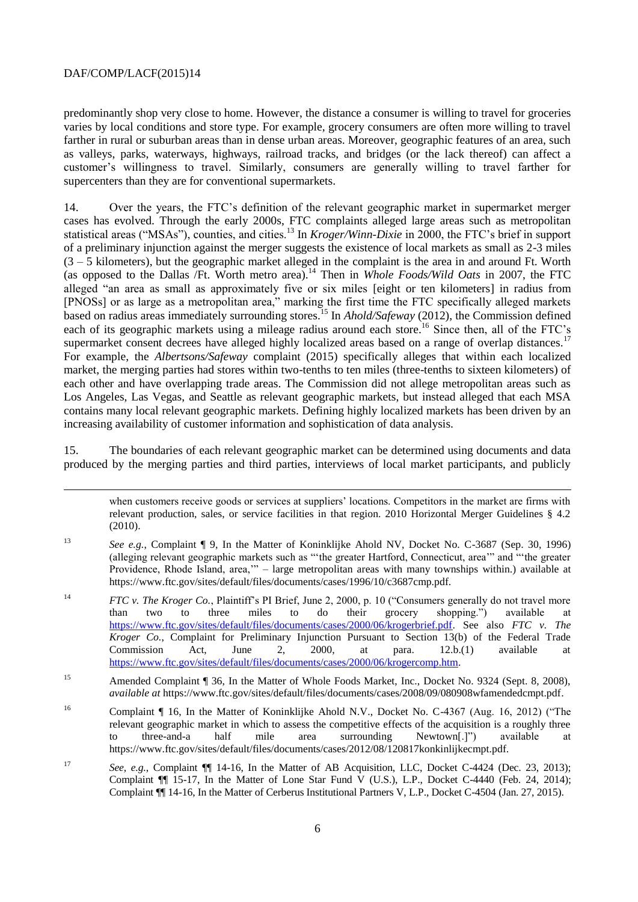predominantly shop very close to home. However, the distance a consumer is willing to travel for groceries varies by local conditions and store type. For example, grocery consumers are often more willing to travel farther in rural or suburban areas than in dense urban areas. Moreover, geographic features of an area, such as valleys, parks, waterways, highways, railroad tracks, and bridges (or the lack thereof) can affect a customer's willingness to travel. Similarly, consumers are generally willing to travel farther for supercenters than they are for conventional supermarkets.

14. Over the years, the FTC's definition of the relevant geographic market in supermarket merger cases has evolved. Through the early 2000s, FTC complaints alleged large areas such as metropolitan statistical areas ("MSAs"), counties, and cities.[13] In *Kroger/Winn-Dixie* in 2000, the FTC's brief in support of a preliminary injunction against the merger suggests the existence of local markets as small as 2-3 miles (3 – 5 kilometers), but the geographic market alleged in the complaint is the area in and around Ft. Worth (as opposed to the Dallas /Ft. Worth metro area).[14] Then in *Whole Foods/Wild Oats* in 2007, the FTC alleged "an area as small as approximately five or six miles [eight or ten kilometers] in radius from [PNOSs] or as large as a metropolitan area," marking the first time the FTC specifically alleged markets based on radius areas immediately surrounding stores.[15] In *Ahold/Safeway* (2012), the Commission defined each of its geographic markets using a mileage radius around each store.[16] Since then, all of the FTC's supermarket consent decrees have alleged highly localized areas based on a range of overlap distances.[17] For example, the *Albertsons/Safeway* complaint (2015) specifically alleges that within each localized market, the merging parties had stores within two-tenths to ten miles (three-tenths to sixteen kilometers) of each other and have overlapping trade areas. The Commission did not allege metropolitan areas such as Los Angeles, Las Vegas, and Seattle as relevant geographic markets, but instead alleged that each MSA contains many local relevant geographic markets. Defining highly localized markets has been driven by an increasing availability of customer information and sophistication of data analysis.

15. The boundaries of each relevant geographic market can be determined using documents and data produced by the merging parties and third parties, interviews of local market participants, and publicly

---

when customers receive goods or services at suppliers' locations. Competitors in the market are firms with relevant production, sales, or service facilities in that region. 2010 Horizontal Merger Guidelines § 4.2 (2010).

[13] *See e.g.*, Complaint ¶ 9, In the Matter of Koninklijke Ahold NV, Docket No. C-3687 (Sep. 30, 1996) (alleging relevant geographic markets such as "'the greater Hartford, Connecticut, area'" and "'the greater Providence, Rhode Island, area,'" – large metropolitan areas with many townships within.) available at https://www.ftc.gov/sites/default/files/documents/cases/1996/10/c3687cmp.pdf.

[14] *FTC v. The Kroger Co.*, Plaintiff's PI Brief, June 2, 2000, p. 10 ("Consumers generally do not travel more than two to three miles to do their grocery shopping.") available at https://www.ftc.gov/sites/default/files/documents/cases/2000/06/krogerbrief.pdf. See also *FTC v. The Kroger Co.*, Complaint for Preliminary Injunction Pursuant to Section 13(b) of the Federal Trade Commission Act, June 2, 2000, at para. 12.b.(1) available at https://www.ftc.gov/sites/default/files/documents/cases/2000/06/krogercomp.htm.

[15] Amended Complaint ¶ 36, In the Matter of Whole Foods Market, Inc., Docket No. 9324 (Sept. 8, 2008), *available at* https://www.ftc.gov/sites/default/files/documents/cases/2008/09/080908wfamendedcmpt.pdf.

[16] Complaint ¶ 16, In the Matter of Koninklijke Ahold N.V., Docket No. C-4367 (Aug. 16, 2012) ("The relevant geographic market in which to assess the competitive effects of the acquisition is a roughly three to three-and-a half mile area surrounding Newtown[.]") available at https://www.ftc.gov/sites/default/files/documents/cases/2012/08/120817konkinlijkecmpt.pdf.

[17] *See, e.g.*, Complaint ¶¶ 14-16, In the Matter of AB Acquisition, LLC, Docket C-4424 (Dec. 23, 2013); Complaint ¶¶ 15-17, In the Matter of Lone Star Fund V (U.S.), L.P., Docket C-4440 (Feb. 24, 2014); Complaint ¶¶ 14-16, In the Matter of Cerberus Institutional Partners V, L.P., Docket C-4504 (Jan. 27, 2015).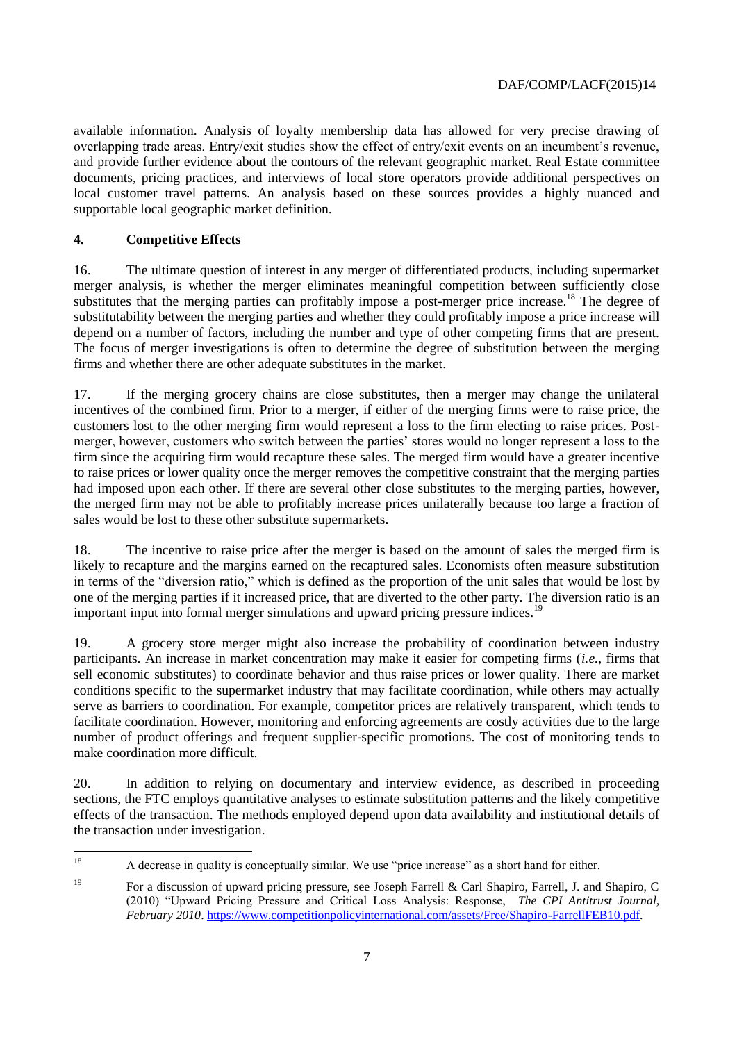available information. Analysis of loyalty membership data has allowed for very precise drawing of overlapping trade areas. Entry/exit studies show the effect of entry/exit events on an incumbent's revenue, and provide further evidence about the contours of the relevant geographic market. Real Estate committee documents, pricing practices, and interviews of local store operators provide additional perspectives on local customer travel patterns. An analysis based on these sources provides a highly nuanced and supportable local geographic market definition.

## 4. Competitive Effects

16. The ultimate question of interest in any merger of differentiated products, including supermarket merger analysis, is whether the merger eliminates meaningful competition between sufficiently close substitutes that the merging parties can profitably impose a post-merger price increase.[18] The degree of substitutability between the merging parties and whether they could profitably impose a price increase will depend on a number of factors, including the number and type of other competing firms that are present. The focus of merger investigations is often to determine the degree of substitution between the merging firms and whether there are other adequate substitutes in the market.

17. If the merging grocery chains are close substitutes, then a merger may change the unilateral incentives of the combined firm. Prior to a merger, if either of the merging firms were to raise price, the customers lost to the other merging firm would represent a loss to the firm electing to raise prices. Post-merger, however, customers who switch between the parties' stores would no longer represent a loss to the firm since the acquiring firm would recapture these sales. The merged firm would have a greater incentive to raise prices or lower quality once the merger removes the competitive constraint that the merging parties had imposed upon each other. If there are several other close substitutes to the merging parties, however, the merged firm may not be able to profitably increase prices unilaterally because too large a fraction of sales would be lost to these other substitute supermarkets.

18. The incentive to raise price after the merger is based on the amount of sales the merged firm is likely to recapture and the margins earned on the recaptured sales. Economists often measure substitution in terms of the "diversion ratio," which is defined as the proportion of the unit sales that would be lost by one of the merging parties if it increased price, that are diverted to the other party. The diversion ratio is an important input into formal merger simulations and upward pricing pressure indices.[19]

19. A grocery store merger might also increase the probability of coordination between industry participants. An increase in market concentration may make it easier for competing firms (*i.e.*, firms that sell economic substitutes) to coordinate behavior and thus raise prices or lower quality. There are market conditions specific to the supermarket industry that may facilitate coordination, while others may actually serve as barriers to coordination. For example, competitor prices are relatively transparent, which tends to facilitate coordination. However, monitoring and enforcing agreements are costly activities due to the large number of product offerings and frequent supplier-specific promotions. The cost of monitoring tends to make coordination more difficult.

20. In addition to relying on documentary and interview evidence, as described in proceeding sections, the FTC employs quantitative analyses to estimate substitution patterns and the likely competitive effects of the transaction. The methods employed depend upon data availability and institutional details of the transaction under investigation.

---

[18] A decrease in quality is conceptually similar. We use "price increase" as a short hand for either.

[19] For a discussion of upward pricing pressure, see Joseph Farrell & Carl Shapiro, Farrell, J. and Shapiro, C (2010) "Upward Pricing Pressure and Critical Loss Analysis: Response, *The CPI Antitrust Journal, February 2010*. https://www.competitionpolicyinternational.com/assets/Free/Shapiro-FarrellFEB10.pdf.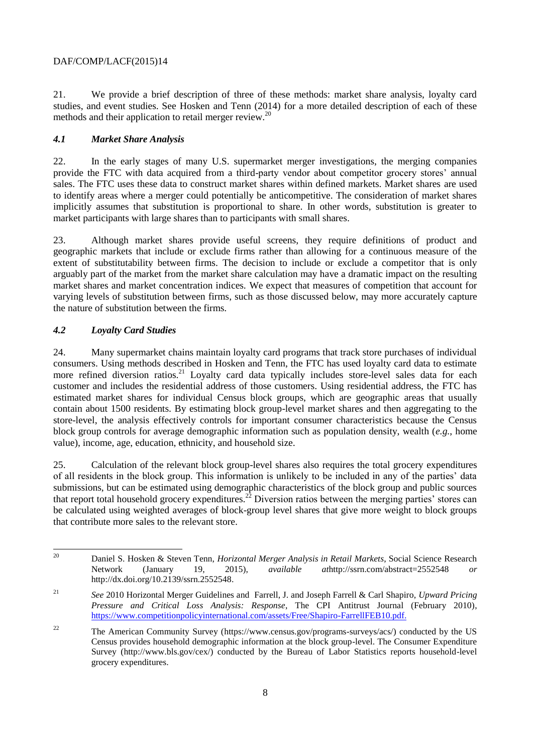21. We provide a brief description of three of these methods: market share analysis, loyalty card studies, and event studies. See Hosken and Tenn (2014) for a more detailed description of each of these methods and their application to retail merger review.[20]

### *4.1 Market Share Analysis*

22. In the early stages of many U.S. supermarket merger investigations, the merging companies provide the FTC with data acquired from a third-party vendor about competitor grocery stores' annual sales. The FTC uses these data to construct market shares within defined markets. Market shares are used to identify areas where a merger could potentially be anticompetitive. The consideration of market shares implicitly assumes that substitution is proportional to share. In other words, substitution is greater to market participants with large shares than to participants with small shares.

23. Although market shares provide useful screens, they require definitions of product and geographic markets that include or exclude firms rather than allowing for a continuous measure of the extent of substitutability between firms. The decision to include or exclude a competitor that is only arguably part of the market from the market share calculation may have a dramatic impact on the resulting market shares and market concentration indices. We expect that measures of competition that account for varying levels of substitution between firms, such as those discussed below, may more accurately capture the nature of substitution between the firms.

### *4.2 Loyalty Card Studies*

24. Many supermarket chains maintain loyalty card programs that track store purchases of individual consumers. Using methods described in Hosken and Tenn, the FTC has used loyalty card data to estimate more refined diversion ratios.[21] Loyalty card data typically includes store-level sales data for each customer and includes the residential address of those customers. Using residential address, the FTC has estimated market shares for individual Census block groups, which are geographic areas that usually contain about 1500 residents. By estimating block group-level market shares and then aggregating to the store-level, the analysis effectively controls for important consumer characteristics because the Census block group controls for average demographic information such as population density, wealth (*e.g.*, home value), income, age, education, ethnicity, and household size.

25. Calculation of the relevant block group-level shares also requires the total grocery expenditures of all residents in the block group. This information is unlikely to be included in any of the parties' data submissions, but can be estimated using demographic characteristics of the block group and public sources that report total household grocery expenditures.[22] Diversion ratios between the merging parties' stores can be calculated using weighted averages of block-group level shares that give more weight to block groups that contribute more sales to the relevant store.

---

[20] Daniel S. Hosken & Steven Tenn, *Horizontal Merger Analysis in Retail Markets*, Social Science Research Network (January 19, 2015), *available at*http://ssrn.com/abstract=2552548 *or* http://dx.doi.org/10.2139/ssrn.2552548.

[21] *See* 2010 Horizontal Merger Guidelines and Farrell, J. and Joseph Farrell & Carl Shapiro, *Upward Pricing Pressure and Critical Loss Analysis: Response*, The CPI Antitrust Journal (February 2010), https://www.competitionpolicyinternational.com/assets/Free/Shapiro-FarrellFEB10.pdf.

[22] The American Community Survey (https://www.census.gov/programs-surveys/acs/) conducted by the US Census provides household demographic information at the block group-level. The Consumer Expenditure Survey (http://www.bls.gov/cex/) conducted by the Bureau of Labor Statistics reports household-level grocery expenditures.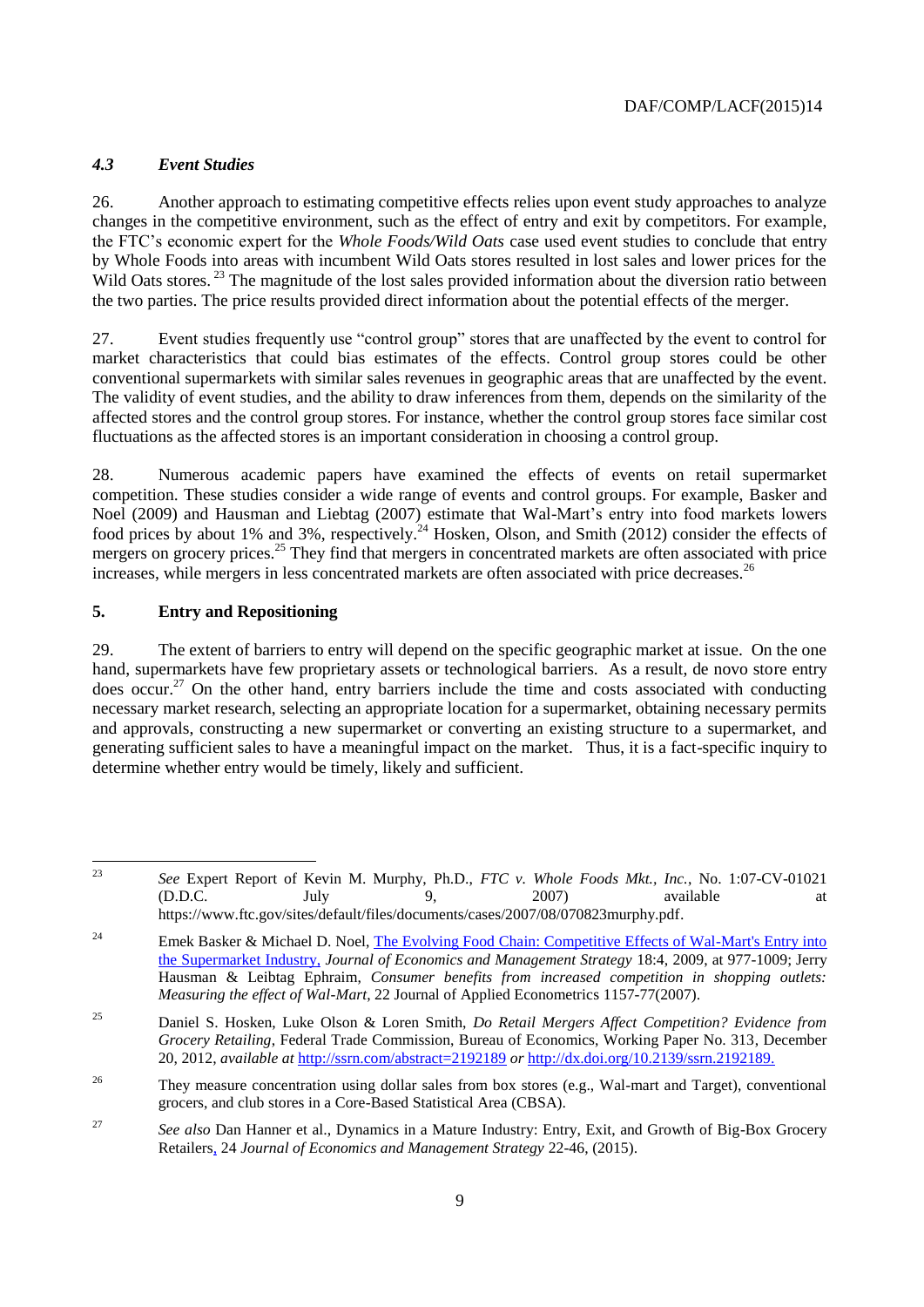### *4.3 Event Studies*

26. Another approach to estimating competitive effects relies upon event study approaches to analyze changes in the competitive environment, such as the effect of entry and exit by competitors. For example, the FTC's economic expert for the *Whole Foods/Wild Oats* case used event studies to conclude that entry by Whole Foods into areas with incumbent Wild Oats stores resulted in lost sales and lower prices for the Wild Oats stores.[23] The magnitude of the lost sales provided information about the diversion ratio between the two parties. The price results provided direct information about the potential effects of the merger.

27. Event studies frequently use "control group" stores that are unaffected by the event to control for market characteristics that could bias estimates of the effects. Control group stores could be other conventional supermarkets with similar sales revenues in geographic areas that are unaffected by the event. The validity of event studies, and the ability to draw inferences from them, depends on the similarity of the affected stores and the control group stores. For instance, whether the control group stores face similar cost fluctuations as the affected stores is an important consideration in choosing a control group.

28. Numerous academic papers have examined the effects of events on retail supermarket competition. These studies consider a wide range of events and control groups. For example, Basker and Noel (2009) and Hausman and Liebtag (2007) estimate that Wal-Mart's entry into food markets lowers food prices by about 1% and 3%, respectively.[24] Hosken, Olson, and Smith (2012) consider the effects of mergers on grocery prices.[25] They find that mergers in concentrated markets are often associated with price increases, while mergers in less concentrated markets are often associated with price decreases.[26]

## 5. Entry and Repositioning

29. The extent of barriers to entry will depend on the specific geographic market at issue. On the one hand, supermarkets have few proprietary assets or technological barriers. As a result, de novo store entry does occur.[27] On the other hand, entry barriers include the time and costs associated with conducting necessary market research, selecting an appropriate location for a supermarket, obtaining necessary permits and approvals, constructing a new supermarket or converting an existing structure to a supermarket, and generating sufficient sales to have a meaningful impact on the market. Thus, it is a fact-specific inquiry to determine whether entry would be timely, likely and sufficient.

---

[23] *See* Expert Report of Kevin M. Murphy, Ph.D., *FTC v. Whole Foods Mkt., Inc.*, No. 1:07-CV-01021 (D.D.C. July 9, 2007) available at https://www.ftc.gov/sites/default/files/documents/cases/2007/08/070823murphy.pdf.

[24] Emek Basker & Michael D. Noel, The Evolving Food Chain: Competitive Effects of Wal-Mart's Entry into the Supermarket Industry, *Journal of Economics and Management Strategy* 18:4, 2009, at 977-1009; Jerry Hausman & Leibtag Ephraim, *Consumer benefits from increased competition in shopping outlets: Measuring the effect of Wal-Mart*, 22 Journal of Applied Econometrics 1157-77(2007).

[25] Daniel S. Hosken, Luke Olson & Loren Smith, *Do Retail Mergers Affect Competition? Evidence from Grocery Retailing*, Federal Trade Commission, Bureau of Economics, Working Paper No. 313, December 20, 2012, *available at* http://ssrn.com/abstract=2192189 *or* http://dx.doi.org/10.2139/ssrn.2192189.

[26] They measure concentration using dollar sales from box stores (e.g., Wal-mart and Target), conventional grocers, and club stores in a Core-Based Statistical Area (CBSA).

[27] *See also* Dan Hanner et al., Dynamics in a Mature Industry: Entry, Exit, and Growth of Big-Box Grocery Retailers, 24 *Journal of Economics and Management Strategy* 22-46, (2015).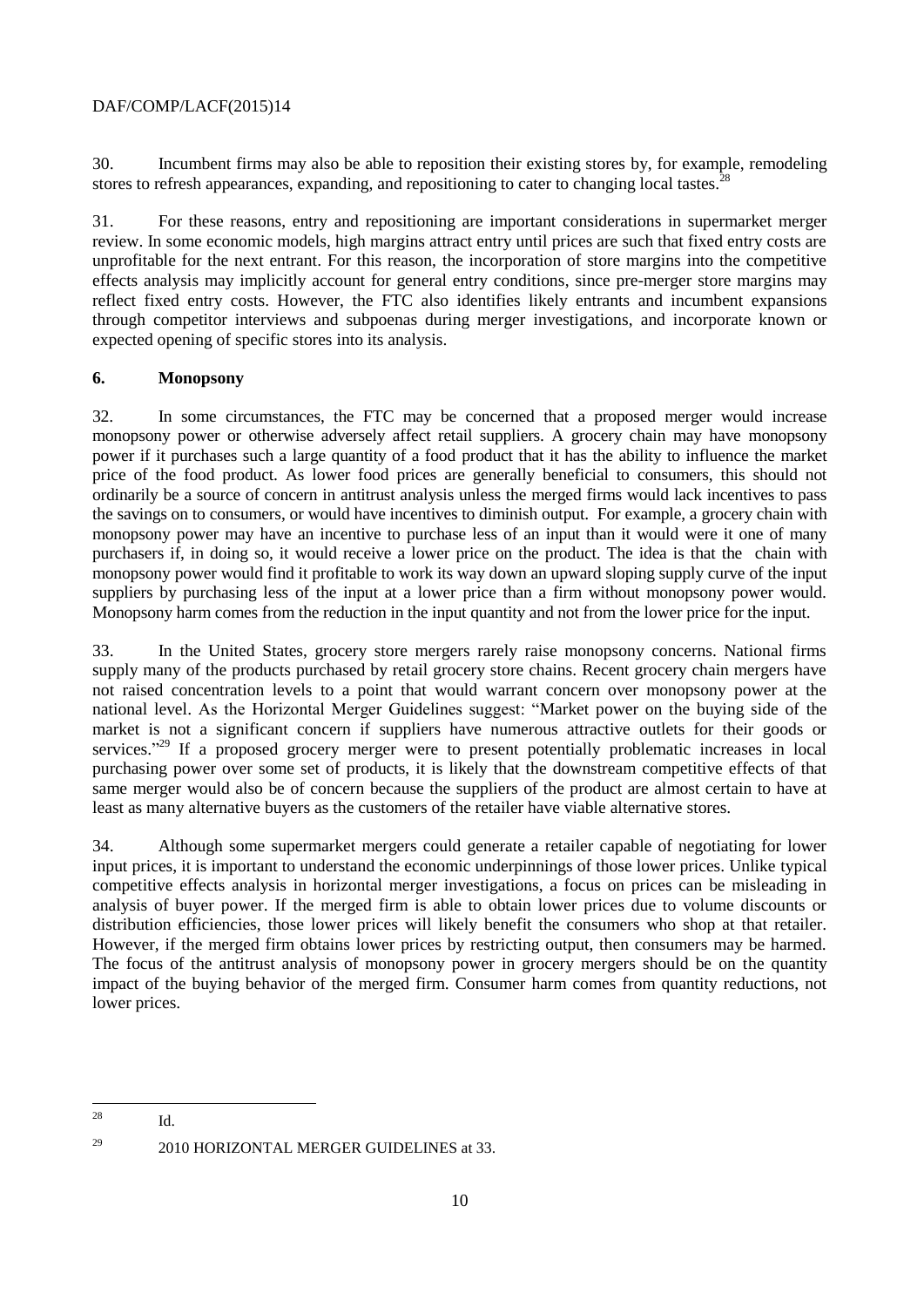30. Incumbent firms may also be able to reposition their existing stores by, for example, remodeling stores to refresh appearances, expanding, and repositioning to cater to changing local tastes.[28]

31. For these reasons, entry and repositioning are important considerations in supermarket merger review. In some economic models, high margins attract entry until prices are such that fixed entry costs are unprofitable for the next entrant. For this reason, the incorporation of store margins into the competitive effects analysis may implicitly account for general entry conditions, since pre-merger store margins may reflect fixed entry costs. However, the FTC also identifies likely entrants and incumbent expansions through competitor interviews and subpoenas during merger investigations, and incorporate known or expected opening of specific stores into its analysis.

## 6. Monopsony

32. In some circumstances, the FTC may be concerned that a proposed merger would increase monopsony power or otherwise adversely affect retail suppliers. A grocery chain may have monopsony power if it purchases such a large quantity of a food product that it has the ability to influence the market price of the food product. As lower food prices are generally beneficial to consumers, this should not ordinarily be a source of concern in antitrust analysis unless the merged firms would lack incentives to pass the savings on to consumers, or would have incentives to diminish output. For example, a grocery chain with monopsony power may have an incentive to purchase less of an input than it would were it one of many purchasers if, in doing so, it would receive a lower price on the product. The idea is that the chain with monopsony power would find it profitable to work its way down an upward sloping supply curve of the input suppliers by purchasing less of the input at a lower price than a firm without monopsony power would. Monopsony harm comes from the reduction in the input quantity and not from the lower price for the input.

33. In the United States, grocery store mergers rarely raise monopsony concerns. National firms supply many of the products purchased by retail grocery store chains. Recent grocery chain mergers have not raised concentration levels to a point that would warrant concern over monopsony power at the national level. As the Horizontal Merger Guidelines suggest: "Market power on the buying side of the market is not a significant concern if suppliers have numerous attractive outlets for their goods or services."[29] If a proposed grocery merger were to present potentially problematic increases in local purchasing power over some set of products, it is likely that the downstream competitive effects of that same merger would also be of concern because the suppliers of the product are almost certain to have at least as many alternative buyers as the customers of the retailer have viable alternative stores.

34. Although some supermarket mergers could generate a retailer capable of negotiating for lower input prices, it is important to understand the economic underpinnings of those lower prices. Unlike typical competitive effects analysis in horizontal merger investigations, a focus on prices can be misleading in analysis of buyer power. If the merged firm is able to obtain lower prices due to volume discounts or distribution efficiencies, those lower prices will likely benefit the consumers who shop at that retailer. However, if the merged firm obtains lower prices by restricting output, then consumers may be harmed. The focus of the antitrust analysis of monopsony power in grocery mergers should be on the quantity impact of the buying behavior of the merged firm. Consumer harm comes from quantity reductions, not lower prices.

---

[28] Id.

[29] 2010 HORIZONTAL MERGER GUIDELINES at 33.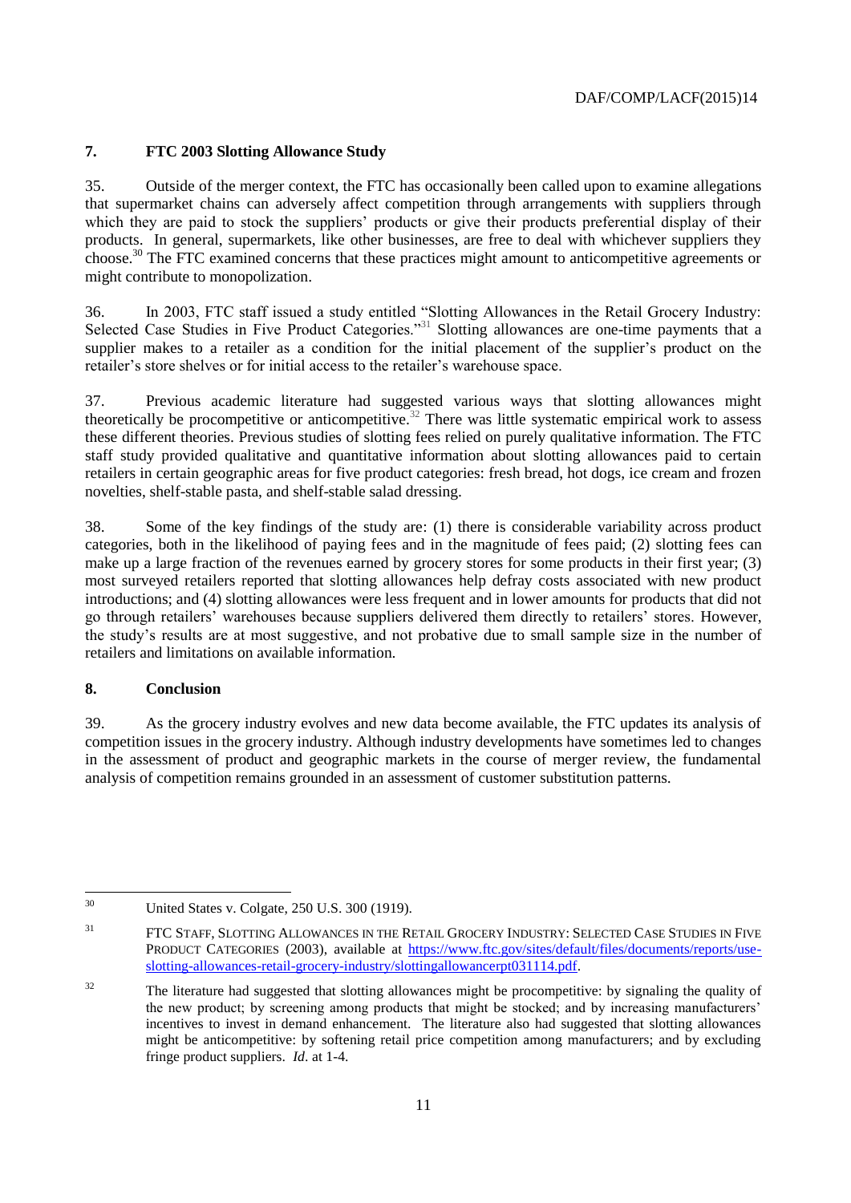## 7. FTC 2003 Slotting Allowance Study

35. Outside of the merger context, the FTC has occasionally been called upon to examine allegations that supermarket chains can adversely affect competition through arrangements with suppliers through which they are paid to stock the suppliers' products or give their products preferential display of their products. In general, supermarkets, like other businesses, are free to deal with whichever suppliers they choose.[30] The FTC examined concerns that these practices might amount to anticompetitive agreements or might contribute to monopolization.

36. In 2003, FTC staff issued a study entitled "Slotting Allowances in the Retail Grocery Industry: Selected Case Studies in Five Product Categories."[31] Slotting allowances are one-time payments that a supplier makes to a retailer as a condition for the initial placement of the supplier's product on the retailer's store shelves or for initial access to the retailer's warehouse space.

37. Previous academic literature had suggested various ways that slotting allowances might theoretically be procompetitive or anticompetitive.[32] There was little systematic empirical work to assess these different theories. Previous studies of slotting fees relied on purely qualitative information. The FTC staff study provided qualitative and quantitative information about slotting allowances paid to certain retailers in certain geographic areas for five product categories: fresh bread, hot dogs, ice cream and frozen novelties, shelf-stable pasta, and shelf-stable salad dressing.

38. Some of the key findings of the study are: (1) there is considerable variability across product categories, both in the likelihood of paying fees and in the magnitude of fees paid; (2) slotting fees can make up a large fraction of the revenues earned by grocery stores for some products in their first year; (3) most surveyed retailers reported that slotting allowances help defray costs associated with new product introductions; and (4) slotting allowances were less frequent and in lower amounts for products that did not go through retailers' warehouses because suppliers delivered them directly to retailers' stores. However, the study's results are at most suggestive, and not probative due to small sample size in the number of retailers and limitations on available information.

## 8. Conclusion

39. As the grocery industry evolves and new data become available, the FTC updates its analysis of competition issues in the grocery industry. Although industry developments have sometimes led to changes in the assessment of product and geographic markets in the course of merger review, the fundamental analysis of competition remains grounded in an assessment of customer substitution patterns.

---

[30] United States v. Colgate, 250 U.S. 300 (1919).

[31] FTC STAFF, SLOTTING ALLOWANCES IN THE RETAIL GROCERY INDUSTRY: SELECTED CASE STUDIES IN FIVE PRODUCT CATEGORIES (2003), available at https://www.ftc.gov/sites/default/files/documents/reports/use-slotting-allowances-retail-grocery-industry/slottingallowancerpt031114.pdf.

[32] The literature had suggested that slotting allowances might be procompetitive: by signaling the quality of the new product; by screening among products that might be stocked; and by increasing manufacturers' incentives to invest in demand enhancement. The literature also had suggested that slotting allowances might be anticompetitive: by softening retail price competition among manufacturers; and by excluding fringe product suppliers. *Id*. at 1-4.